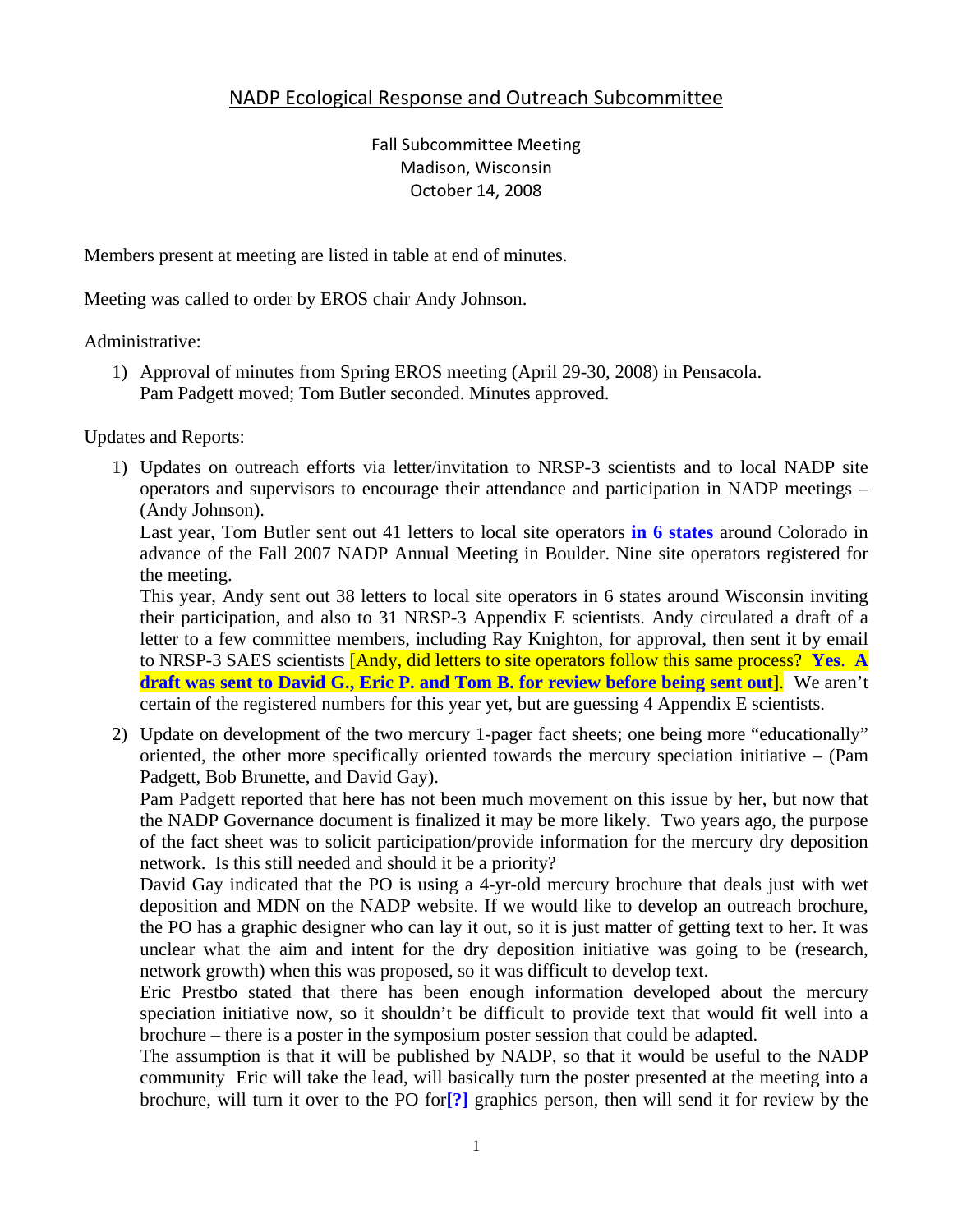# NADP Ecological Response and Outreach Subcommittee

Fall Subcommittee Meeting
Madison, Wisconsin
October 14, 2008

Members present at meeting are listed in table at end of minutes.

Meeting was called to order by EROS chair Andy Johnson.

Administrative:

1) Approval of minutes from Spring EROS meeting (April 29-30, 2008) in Pensacola.
   Pam Padgett moved; Tom Butler seconded. Minutes approved.

Updates and Reports:

1) Updates on outreach efforts via letter/invitation to NRSP-3 scientists and to local NADP site operators and supervisors to encourage their attendance and participation in NADP meetings – (Andy Johnson).
   Last year, Tom Butler sent out 41 letters to local site operators **in 6 states** around Colorado in advance of the Fall 2007 NADP Annual Meeting in Boulder. Nine site operators registered for the meeting.
   This year, Andy sent out 38 letters to local site operators in 6 states around Wisconsin inviting their participation, and also to 31 NRSP-3 Appendix E scientists. Andy circulated a draft of a letter to a few committee members, including Ray Knighton, for approval, then sent it by email to NRSP-3 SAES scientists [Andy, did letters to site operators follow this same process? **Yes**. **A draft was sent to David G., Eric P. and Tom B. for review before being sent out**]. We aren't certain of the registered numbers for this year yet, but are guessing 4 Appendix E scientists.

2) Update on development of the two mercury 1-pager fact sheets; one being more "educationally" oriented, the other more specifically oriented towards the mercury speciation initiative – (Pam Padgett, Bob Brunette, and David Gay).
   Pam Padgett reported that here has not been much movement on this issue by her, but now that the NADP Governance document is finalized it may be more likely. Two years ago, the purpose of the fact sheet was to solicit participation/provide information for the mercury dry deposition network. Is this still needed and should it be a priority?
   David Gay indicated that the PO is using a 4-yr-old mercury brochure that deals just with wet deposition and MDN on the NADP website. If we would like to develop an outreach brochure, the PO has a graphic designer who can lay it out, so it is just matter of getting text to her. It was unclear what the aim and intent for the dry deposition initiative was going to be (research, network growth) when this was proposed, so it was difficult to develop text.
   Eric Prestbo stated that there has been enough information developed about the mercury speciation initiative now, so it shouldn't be difficult to provide text that would fit well into a brochure – there is a poster in the symposium poster session that could be adapted.
   The assumption is that it will be published by NADP, so that it would be useful to the NADP community Eric will take the lead, will basically turn the poster presented at the meeting into a brochure, will turn it over to the PO for**[?]** graphics person, then will send it for review by the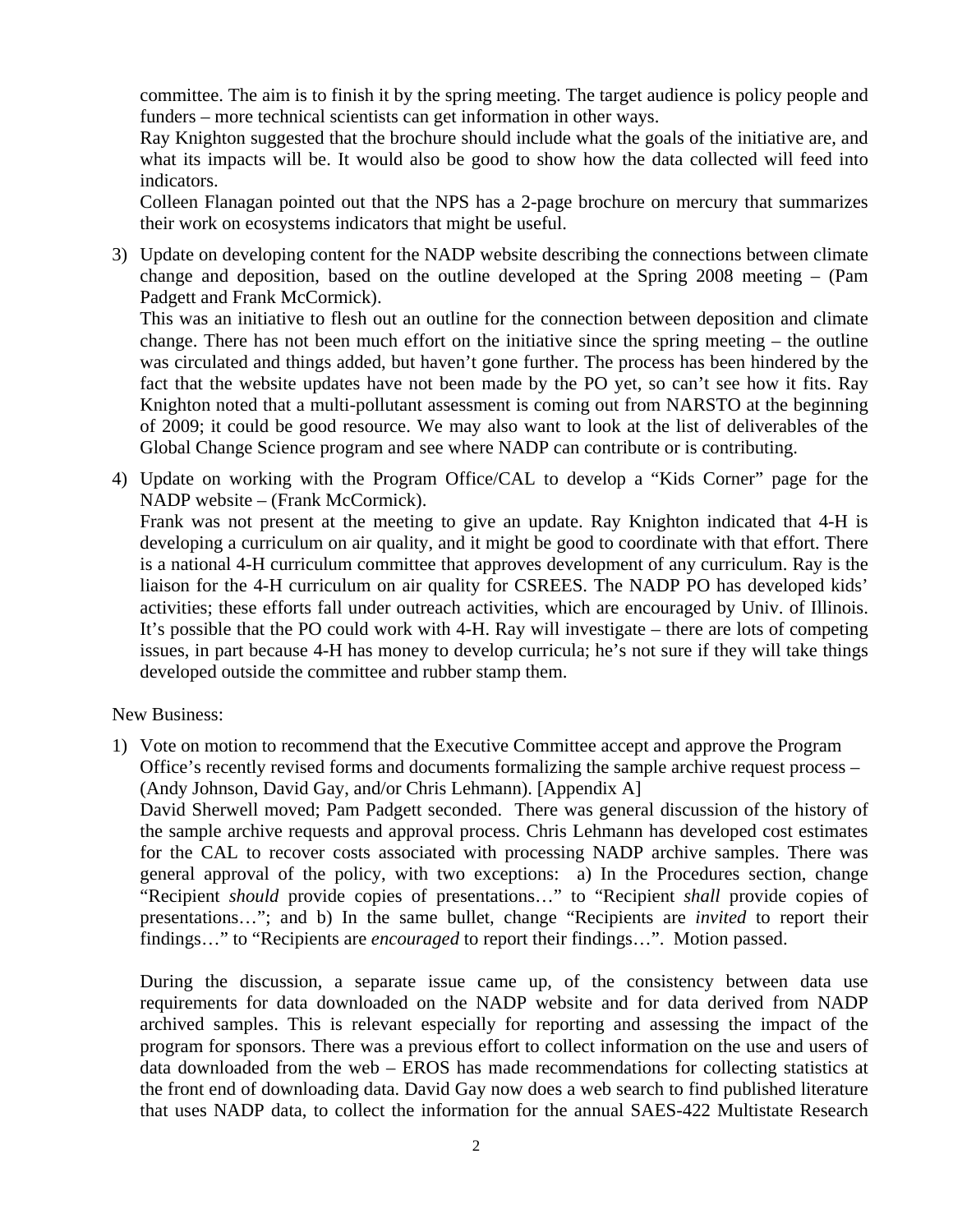committee. The aim is to finish it by the spring meeting. The target audience is policy people and funders – more technical scientists can get information in other ways.

Ray Knighton suggested that the brochure should include what the goals of the initiative are, and what its impacts will be. It would also be good to show how the data collected will feed into indicators.

Colleen Flanagan pointed out that the NPS has a 2-page brochure on mercury that summarizes their work on ecosystems indicators that might be useful.

3) Update on developing content for the NADP website describing the connections between climate change and deposition, based on the outline developed at the Spring 2008 meeting – (Pam Padgett and Frank McCormick).

   This was an initiative to flesh out an outline for the connection between deposition and climate change. There has not been much effort on the initiative since the spring meeting – the outline was circulated and things added, but haven't gone further. The process has been hindered by the fact that the website updates have not been made by the PO yet, so can't see how it fits. Ray Knighton noted that a multi-pollutant assessment is coming out from NARSTO at the beginning of 2009; it could be good resource. We may also want to look at the list of deliverables of the Global Change Science program and see where NADP can contribute or is contributing.

4) Update on working with the Program Office/CAL to develop a "Kids Corner" page for the NADP website – (Frank McCormick).

   Frank was not present at the meeting to give an update. Ray Knighton indicated that 4-H is developing a curriculum on air quality, and it might be good to coordinate with that effort. There is a national 4-H curriculum committee that approves development of any curriculum. Ray is the liaison for the 4-H curriculum on air quality for CSREES. The NADP PO has developed kids' activities; these efforts fall under outreach activities, which are encouraged by Univ. of Illinois. It's possible that the PO could work with 4-H. Ray will investigate – there are lots of competing issues, in part because 4-H has money to develop curricula; he's not sure if they will take things developed outside the committee and rubber stamp them.

New Business:

1) Vote on motion to recommend that the Executive Committee accept and approve the Program Office's recently revised forms and documents formalizing the sample archive request process – (Andy Johnson, David Gay, and/or Chris Lehmann). [Appendix A]

   David Sherwell moved; Pam Padgett seconded. There was general discussion of the history of the sample archive requests and approval process. Chris Lehmann has developed cost estimates for the CAL to recover costs associated with processing NADP archive samples. There was general approval of the policy, with two exceptions: a) In the Procedures section, change "Recipient *should* provide copies of presentations…" to "Recipient *shall* provide copies of presentations…"; and b) In the same bullet, change "Recipients are *invited* to report their findings…" to "Recipients are *encouraged* to report their findings…". Motion passed.

   During the discussion, a separate issue came up, of the consistency between data use requirements for data downloaded on the NADP website and for data derived from NADP archived samples. This is relevant especially for reporting and assessing the impact of the program for sponsors. There was a previous effort to collect information on the use and users of data downloaded from the web – EROS has made recommendations for collecting statistics at the front end of downloading data. David Gay now does a web search to find published literature that uses NADP data, to collect the information for the annual SAES-422 Multistate Research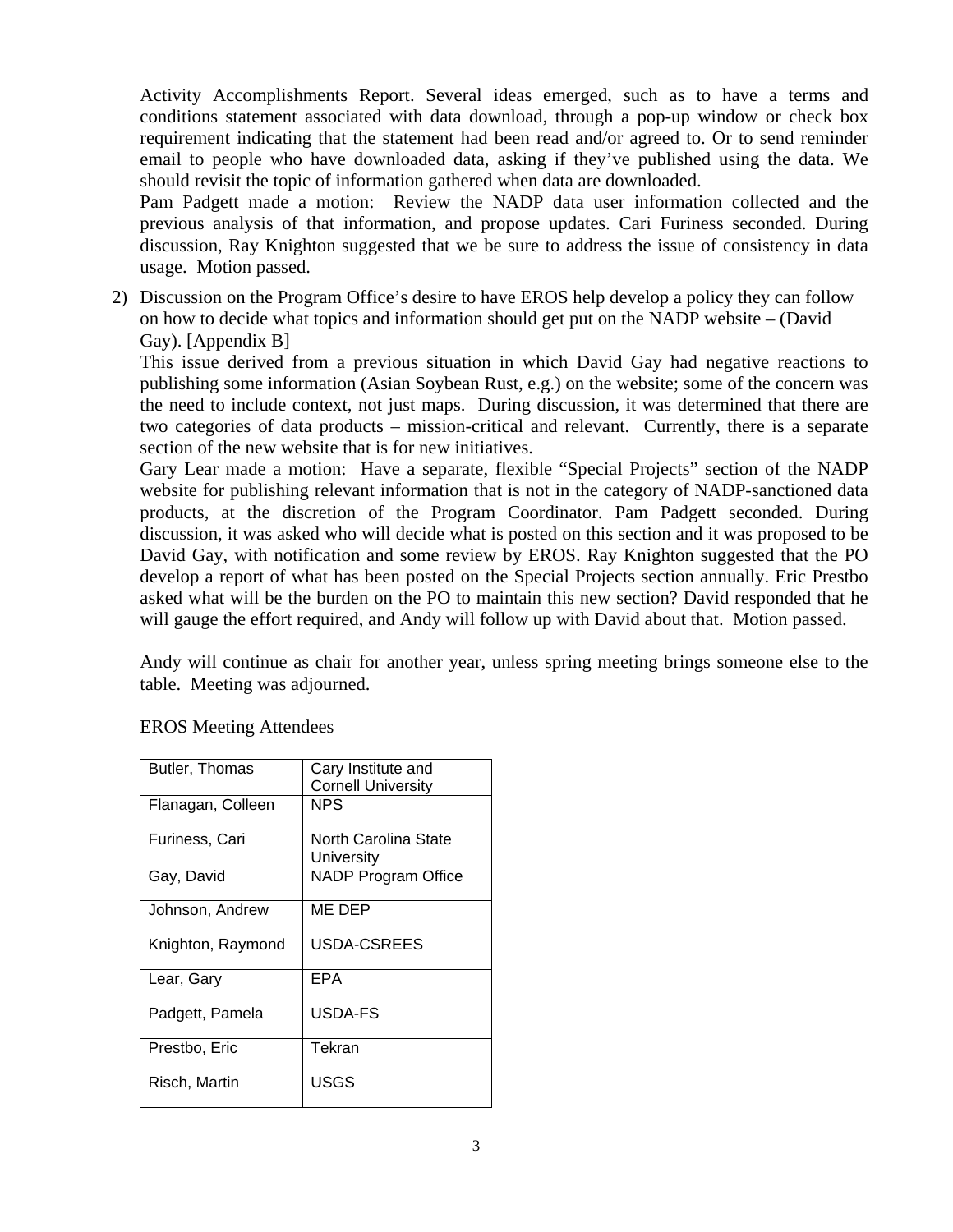Activity Accomplishments Report. Several ideas emerged, such as to have a terms and conditions statement associated with data download, through a pop-up window or check box requirement indicating that the statement had been read and/or agreed to. Or to send reminder email to people who have downloaded data, asking if they've published using the data. We should revisit the topic of information gathered when data are downloaded.

Pam Padgett made a motion: Review the NADP data user information collected and the previous analysis of that information, and propose updates. Cari Furiness seconded. During discussion, Ray Knighton suggested that we be sure to address the issue of consistency in data usage. Motion passed.

2) Discussion on the Program Office's desire to have EROS help develop a policy they can follow on how to decide what topics and information should get put on the NADP website – (David Gay). [Appendix B]

   This issue derived from a previous situation in which David Gay had negative reactions to publishing some information (Asian Soybean Rust, e.g.) on the website; some of the concern was the need to include context, not just maps. During discussion, it was determined that there are two categories of data products – mission-critical and relevant. Currently, there is a separate section of the new website that is for new initiatives.

   Gary Lear made a motion: Have a separate, flexible "Special Projects" section of the NADP website for publishing relevant information that is not in the category of NADP-sanctioned data products, at the discretion of the Program Coordinator. Pam Padgett seconded. During discussion, it was asked who will decide what is posted on this section and it was proposed to be David Gay, with notification and some review by EROS. Ray Knighton suggested that the PO develop a report of what has been posted on the Special Projects section annually. Eric Prestbo asked what will be the burden on the PO to maintain this new section? David responded that he will gauge the effort required, and Andy will follow up with David about that. Motion passed.

Andy will continue as chair for another year, unless spring meeting brings someone else to the table. Meeting was adjourned.

EROS Meeting Attendees

| | |
|---|---|
| Butler, Thomas | Cary Institute and Cornell University |
| Flanagan, Colleen | NPS |
| Furiness, Cari | North Carolina State University |
| Gay, David | NADP Program Office |
| Johnson, Andrew | ME DEP |
| Knighton, Raymond | USDA-CSREES |
| Lear, Gary | EPA |
| Padgett, Pamela | USDA-FS |
| Prestbo, Eric | Tekran |
| Risch, Martin | USGS |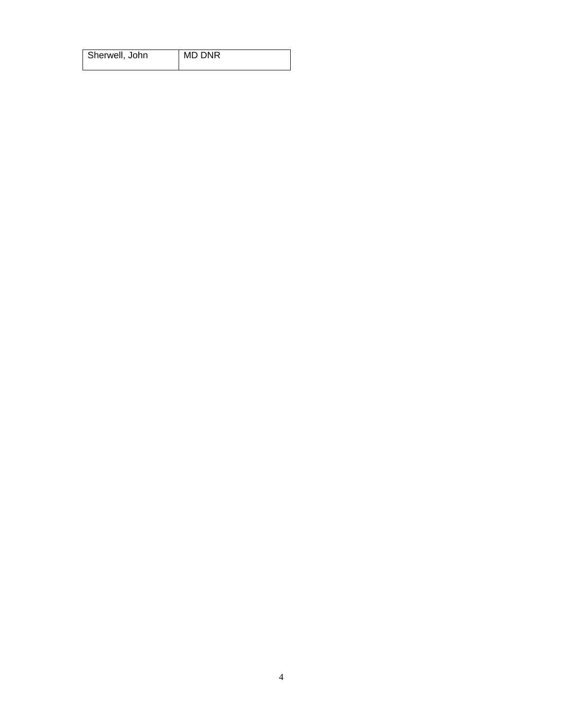| Sherwell, John | MD DNR |
|---|---|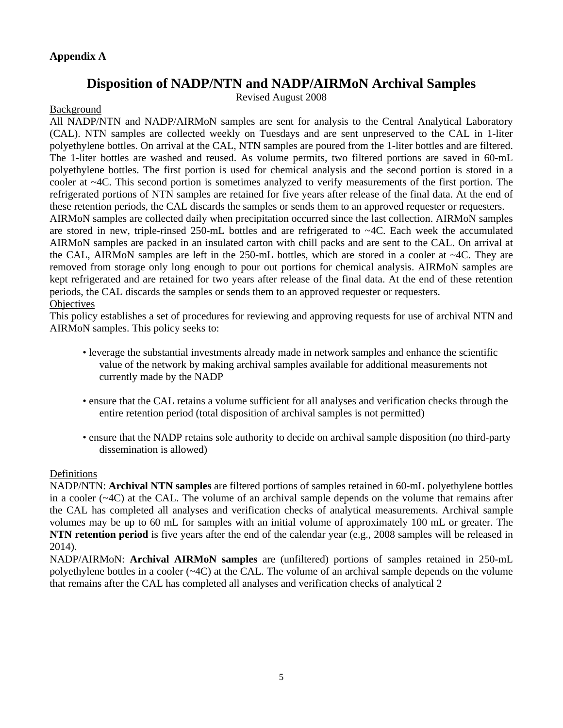**Appendix A**

# Disposition of NADP/NTN and NADP/AIRMoN Archival Samples

Revised August 2008

Background

All NADP/NTN and NADP/AIRMoN samples are sent for analysis to the Central Analytical Laboratory (CAL). NTN samples are collected weekly on Tuesdays and are sent unpreserved to the CAL in 1-liter polyethylene bottles. On arrival at the CAL, NTN samples are poured from the 1-liter bottles and are filtered. The 1-liter bottles are washed and reused. As volume permits, two filtered portions are saved in 60-mL polyethylene bottles. The first portion is used for chemical analysis and the second portion is stored in a cooler at ~4C. This second portion is sometimes analyzed to verify measurements of the first portion. The refrigerated portions of NTN samples are retained for five years after release of the final data. At the end of these retention periods, the CAL discards the samples or sends them to an approved requester or requesters.

AIRMoN samples are collected daily when precipitation occurred since the last collection. AIRMoN samples are stored in new, triple-rinsed 250-mL bottles and are refrigerated to ~4C. Each week the accumulated AIRMoN samples are packed in an insulated carton with chill packs and are sent to the CAL. On arrival at the CAL, AIRMoN samples are left in the 250-mL bottles, which are stored in a cooler at ~4C. They are removed from storage only long enough to pour out portions for chemical analysis. AIRMoN samples are kept refrigerated and are retained for two years after release of the final data. At the end of these retention periods, the CAL discards the samples or sends them to an approved requester or requesters.

Objectives

This policy establishes a set of procedures for reviewing and approving requests for use of archival NTN and AIRMoN samples. This policy seeks to:

- leverage the substantial investments already made in network samples and enhance the scientific value of the network by making archival samples available for additional measurements not currently made by the NADP
- ensure that the CAL retains a volume sufficient for all analyses and verification checks through the entire retention period (total disposition of archival samples is not permitted)
- ensure that the NADP retains sole authority to decide on archival sample disposition (no third-party dissemination is allowed)

Definitions

NADP/NTN: **Archival NTN samples** are filtered portions of samples retained in 60-mL polyethylene bottles in a cooler (~4C) at the CAL. The volume of an archival sample depends on the volume that remains after the CAL has completed all analyses and verification checks of analytical measurements. Archival sample volumes may be up to 60 mL for samples with an initial volume of approximately 100 mL or greater. The **NTN retention period** is five years after the end of the calendar year (e.g., 2008 samples will be released in 2014).

NADP/AIRMoN: **Archival AIRMoN samples** are (unfiltered) portions of samples retained in 250-mL polyethylene bottles in a cooler (~4C) at the CAL. The volume of an archival sample depends on the volume that remains after the CAL has completed all analyses and verification checks of analytical 2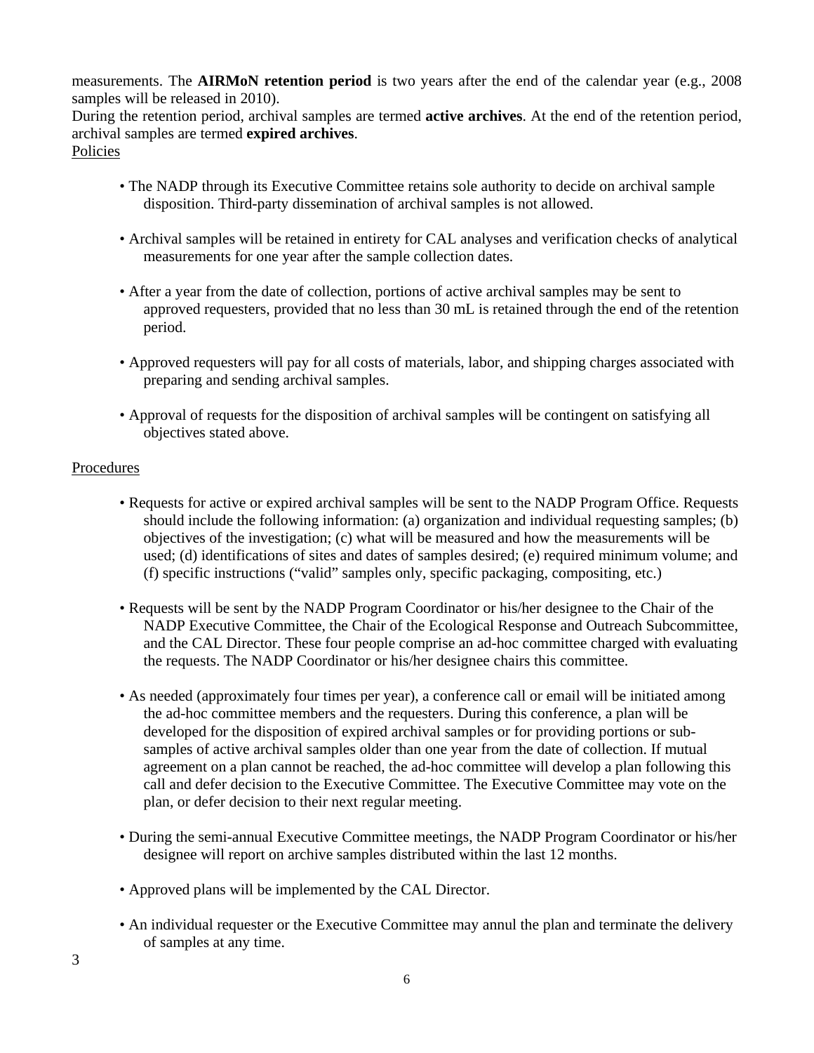measurements. The **AIRMoN retention period** is two years after the end of the calendar year (e.g., 2008 samples will be released in 2010).

During the retention period, archival samples are termed **active archives**. At the end of the retention period, archival samples are termed **expired archives**.

Policies

- The NADP through its Executive Committee retains sole authority to decide on archival sample disposition. Third-party dissemination of archival samples is not allowed.
- Archival samples will be retained in entirety for CAL analyses and verification checks of analytical measurements for one year after the sample collection dates.
- After a year from the date of collection, portions of active archival samples may be sent to approved requesters, provided that no less than 30 mL is retained through the end of the retention period.
- Approved requesters will pay for all costs of materials, labor, and shipping charges associated with preparing and sending archival samples.
- Approval of requests for the disposition of archival samples will be contingent on satisfying all objectives stated above.

Procedures

- Requests for active or expired archival samples will be sent to the NADP Program Office. Requests should include the following information: (a) organization and individual requesting samples; (b) objectives of the investigation; (c) what will be measured and how the measurements will be used; (d) identifications of sites and dates of samples desired; (e) required minimum volume; and (f) specific instructions ("valid" samples only, specific packaging, compositing, etc.)
- Requests will be sent by the NADP Program Coordinator or his/her designee to the Chair of the NADP Executive Committee, the Chair of the Ecological Response and Outreach Subcommittee, and the CAL Director. These four people comprise an ad-hoc committee charged with evaluating the requests. The NADP Coordinator or his/her designee chairs this committee.
- As needed (approximately four times per year), a conference call or email will be initiated among the ad-hoc committee members and the requesters. During this conference, a plan will be developed for the disposition of expired archival samples or for providing portions or sub-samples of active archival samples older than one year from the date of collection. If mutual agreement on a plan cannot be reached, the ad-hoc committee will develop a plan following this call and defer decision to the Executive Committee. The Executive Committee may vote on the plan, or defer decision to their next regular meeting.
- During the semi-annual Executive Committee meetings, the NADP Program Coordinator or his/her designee will report on archive samples distributed within the last 12 months.
- Approved plans will be implemented by the CAL Director.
- An individual requester or the Executive Committee may annul the plan and terminate the delivery of samples at any time.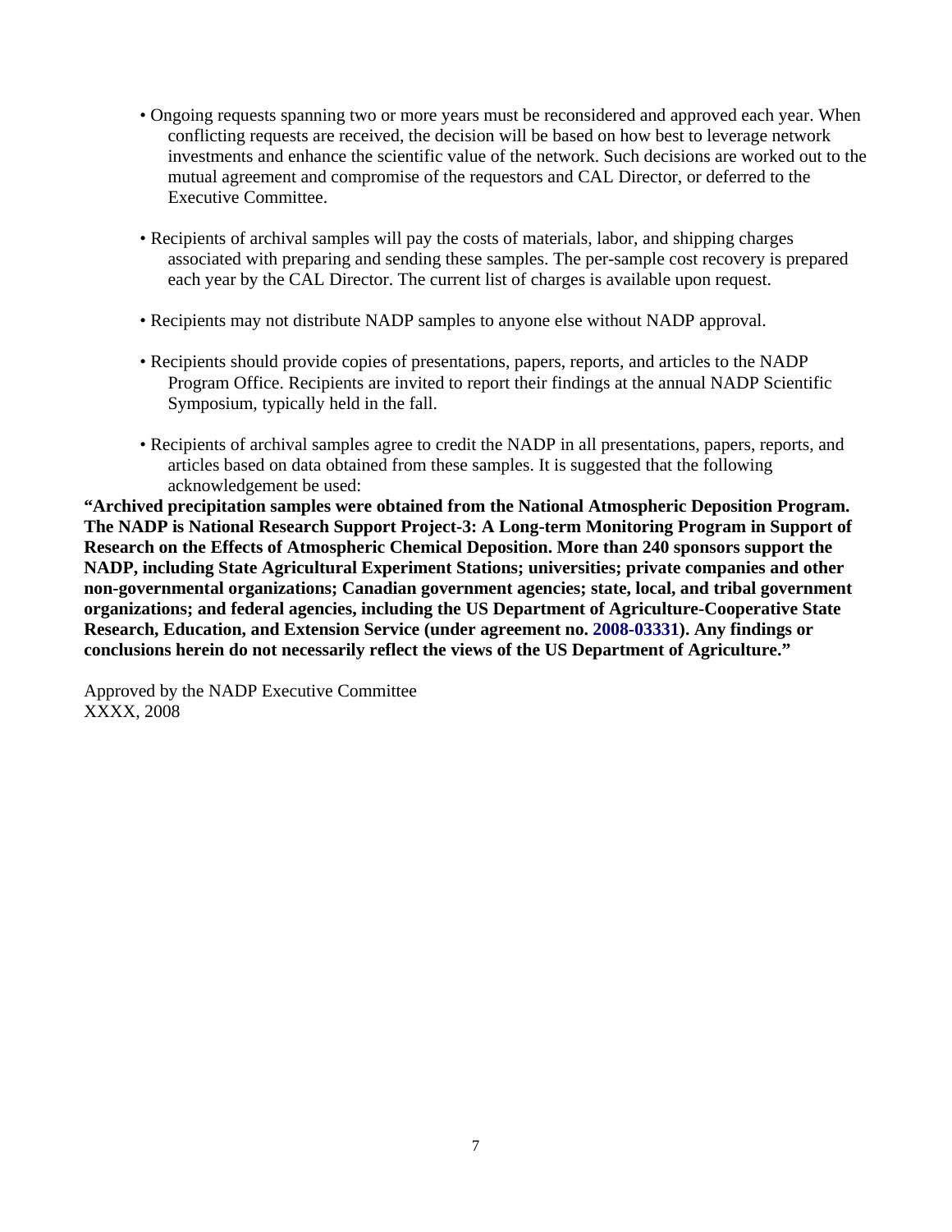- Ongoing requests spanning two or more years must be reconsidered and approved each year. When conflicting requests are received, the decision will be based on how best to leverage network investments and enhance the scientific value of the network. Such decisions are worked out to the mutual agreement and compromise of the requestors and CAL Director, or deferred to the Executive Committee.

- Recipients of archival samples will pay the costs of materials, labor, and shipping charges associated with preparing and sending these samples. The per-sample cost recovery is prepared each year by the CAL Director. The current list of charges is available upon request.

- Recipients may not distribute NADP samples to anyone else without NADP approval.

- Recipients should provide copies of presentations, papers, reports, and articles to the NADP Program Office. Recipients are invited to report their findings at the annual NADP Scientific Symposium, typically held in the fall.

- Recipients of archival samples agree to credit the NADP in all presentations, papers, reports, and articles based on data obtained from these samples. It is suggested that the following acknowledgement be used:

**“Archived precipitation samples were obtained from the National Atmospheric Deposition Program. The NADP is National Research Support Project-3: A Long-term Monitoring Program in Support of Research on the Effects of Atmospheric Chemical Deposition. More than 240 sponsors support the NADP, including State Agricultural Experiment Stations; universities; private companies and other non-governmental organizations; Canadian government agencies; state, local, and tribal government organizations; and federal agencies, including the US Department of Agriculture-Cooperative State Research, Education, and Extension Service (under agreement no. 2008-03331). Any findings or conclusions herein do not necessarily reflect the views of the US Department of Agriculture.”**

Approved by the NADP Executive Committee
XXXX, 2008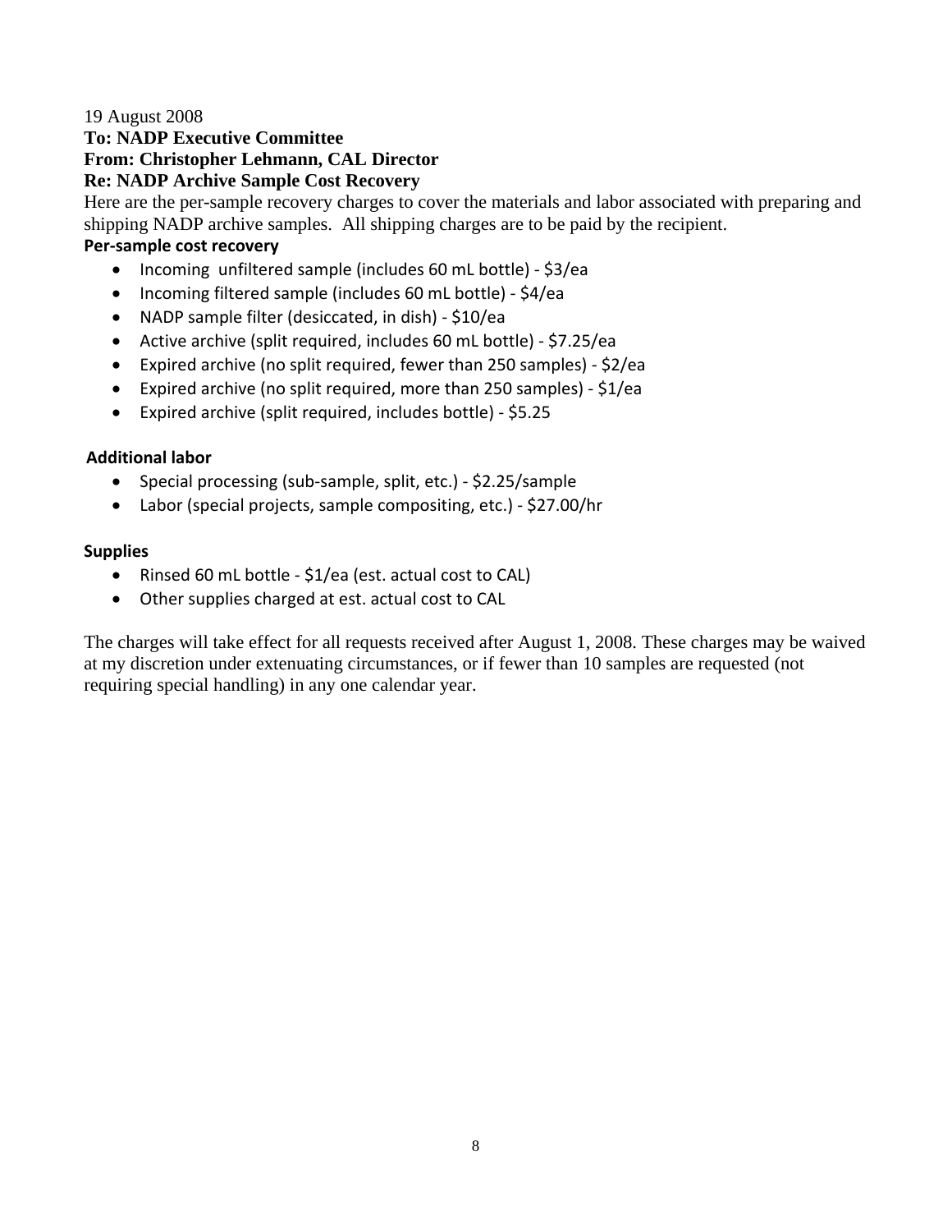19 August 2008

**To: NADP Executive Committee**

**From: Christopher Lehmann, CAL Director**

**Re: NADP Archive Sample Cost Recovery**

Here are the per-sample recovery charges to cover the materials and labor associated with preparing and shipping NADP archive samples. All shipping charges are to be paid by the recipient.

**Per-sample cost recovery**

- Incoming unfiltered sample (includes 60 mL bottle) - $3/ea
- Incoming filtered sample (includes 60 mL bottle) - $4/ea
- NADP sample filter (desiccated, in dish) - $10/ea
- Active archive (split required, includes 60 mL bottle) - $7.25/ea
- Expired archive (no split required, fewer than 250 samples) - $2/ea
- Expired archive (no split required, more than 250 samples) - $1/ea
- Expired archive (split required, includes bottle) - $5.25

**Additional labor**

- Special processing (sub-sample, split, etc.) - $2.25/sample
- Labor (special projects, sample compositing, etc.) - $27.00/hr

**Supplies**

- Rinsed 60 mL bottle - $1/ea (est. actual cost to CAL)
- Other supplies charged at est. actual cost to CAL

The charges will take effect for all requests received after August 1, 2008. These charges may be waived at my discretion under extenuating circumstances, or if fewer than 10 samples are requested (not requiring special handling) in any one calendar year.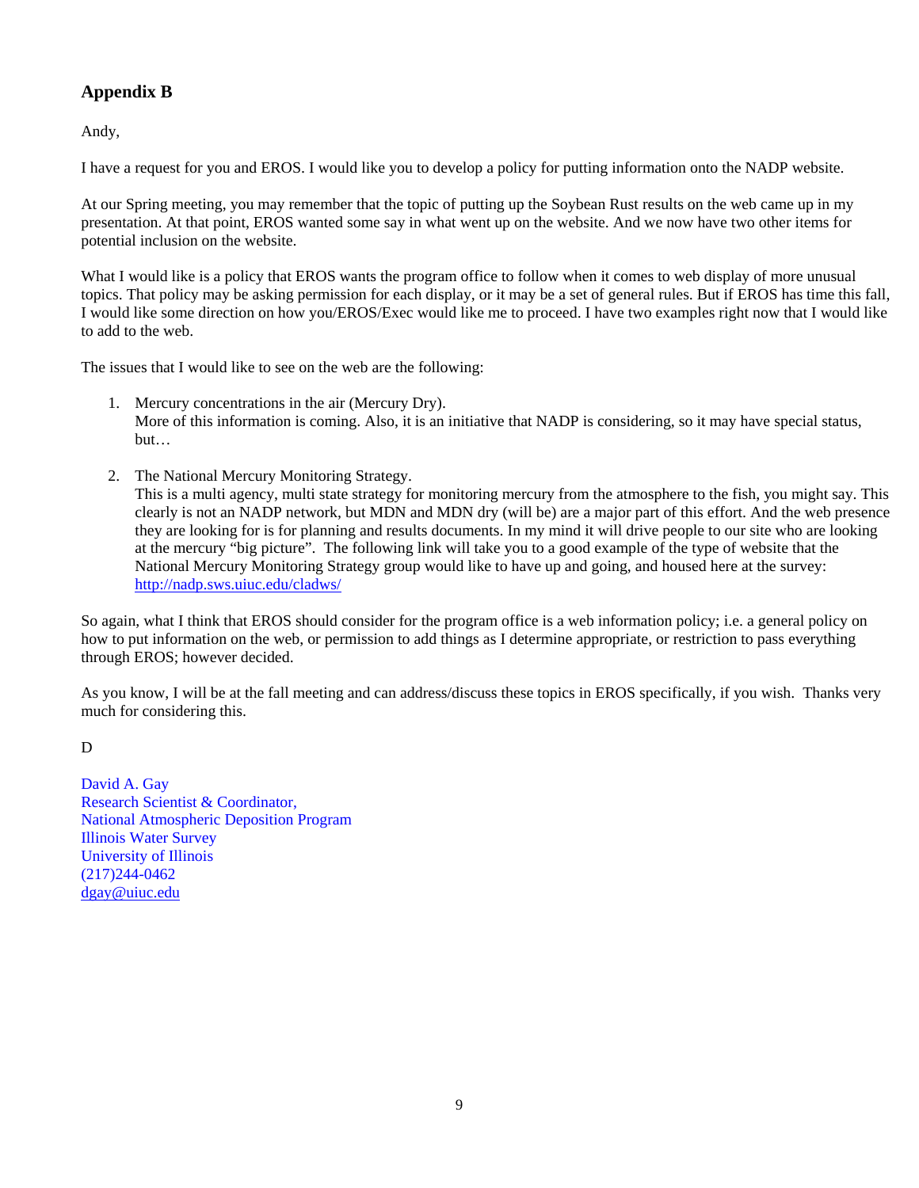## Appendix B

Andy,

I have a request for you and EROS. I would like you to develop a policy for putting information onto the NADP website.

At our Spring meeting, you may remember that the topic of putting up the Soybean Rust results on the web came up in my presentation. At that point, EROS wanted some say in what went up on the website. And we now have two other items for potential inclusion on the website.

What I would like is a policy that EROS wants the program office to follow when it comes to web display of more unusual topics. That policy may be asking permission for each display, or it may be a set of general rules. But if EROS has time this fall, I would like some direction on how you/EROS/Exec would like me to proceed. I have two examples right now that I would like to add to the web.

The issues that I would like to see on the web are the following:

1. Mercury concentrations in the air (Mercury Dry).
   More of this information is coming. Also, it is an initiative that NADP is considering, so it may have special status, but…

2. The National Mercury Monitoring Strategy.
   This is a multi agency, multi state strategy for monitoring mercury from the atmosphere to the fish, you might say. This clearly is not an NADP network, but MDN and MDN dry (will be) are a major part of this effort. And the web presence they are looking for is for planning and results documents. In my mind it will drive people to our site who are looking at the mercury "big picture". The following link will take you to a good example of the type of website that the National Mercury Monitoring Strategy group would like to have up and going, and housed here at the survey: http://nadp.sws.uiuc.edu/cladws/

So again, what I think that EROS should consider for the program office is a web information policy; i.e. a general policy on how to put information on the web, or permission to add things as I determine appropriate, or restriction to pass everything through EROS; however decided.

As you know, I will be at the fall meeting and can address/discuss these topics in EROS specifically, if you wish. Thanks very much for considering this.

D

David A. Gay
Research Scientist & Coordinator,
National Atmospheric Deposition Program
Illinois Water Survey
University of Illinois
(217)244-0462
dgay@uiuc.edu